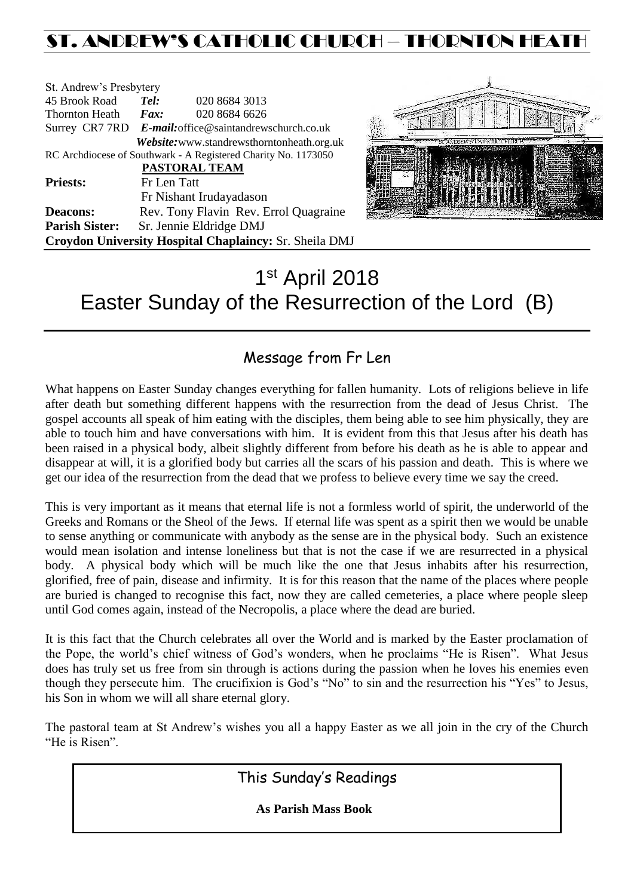# ST. ANDREW'S CATHOLIC CHURCH – THORNTON HEATH

St. Andrew's Presbytery
45 Brook Road *Tel:* 020 8684 3013
Thornton Heath *Fax:* 020 8684 6626
Surrey CR7 7RD *E-mail:*office@saintandrewschurch.co.uk
*Website:*www.standrewsthorntonheath.org.uk
RC Archdiocese of Southwark - A Registered Charity No. 1173050

**PASTORAL TEAM**

**Priests:** Fr Len Tatt
Fr Nishant Irudayadason
**Deacons:** Rev. Tony Flavin Rev. Errol Quagraine
**Parish Sister:** Sr. Jennie Eldridge DMJ
**Croydon University Hospital Chaplaincy:** Sr. Sheila DMJ

# 1st April 2018
# Easter Sunday of the Resurrection of the Lord (B)

## Message from Fr Len

What happens on Easter Sunday changes everything for fallen humanity. Lots of religions believe in life after death but something different happens with the resurrection from the dead of Jesus Christ. The gospel accounts all speak of him eating with the disciples, them being able to see him physically, they are able to touch him and have conversations with him. It is evident from this that Jesus after his death has been raised in a physical body, albeit slightly different from before his death as he is able to appear and disappear at will, it is a glorified body but carries all the scars of his passion and death. This is where we get our idea of the resurrection from the dead that we profess to believe every time we say the creed.

This is very important as it means that eternal life is not a formless world of spirit, the underworld of the Greeks and Romans or the Sheol of the Jews. If eternal life was spent as a spirit then we would be unable to sense anything or communicate with anybody as the sense are in the physical body. Such an existence would mean isolation and intense loneliness but that is not the case if we are resurrected in a physical body. A physical body which will be much like the one that Jesus inhabits after his resurrection, glorified, free of pain, disease and infirmity. It is for this reason that the name of the places where people are buried is changed to recognise this fact, now they are called cemeteries, a place where people sleep until God comes again, instead of the Necropolis, a place where the dead are buried.

It is this fact that the Church celebrates all over the World and is marked by the Easter proclamation of the Pope, the world's chief witness of God's wonders, when he proclaims "He is Risen". What Jesus does has truly set us free from sin through is actions during the passion when he loves his enemies even though they persecute him. The crucifixion is God's "No" to sin and the resurrection his "Yes" to Jesus, his Son in whom we will all share eternal glory.

The pastoral team at St Andrew's wishes you all a happy Easter as we all join in the cry of the Church "He is Risen".

## This Sunday's Readings

**As Parish Mass Book**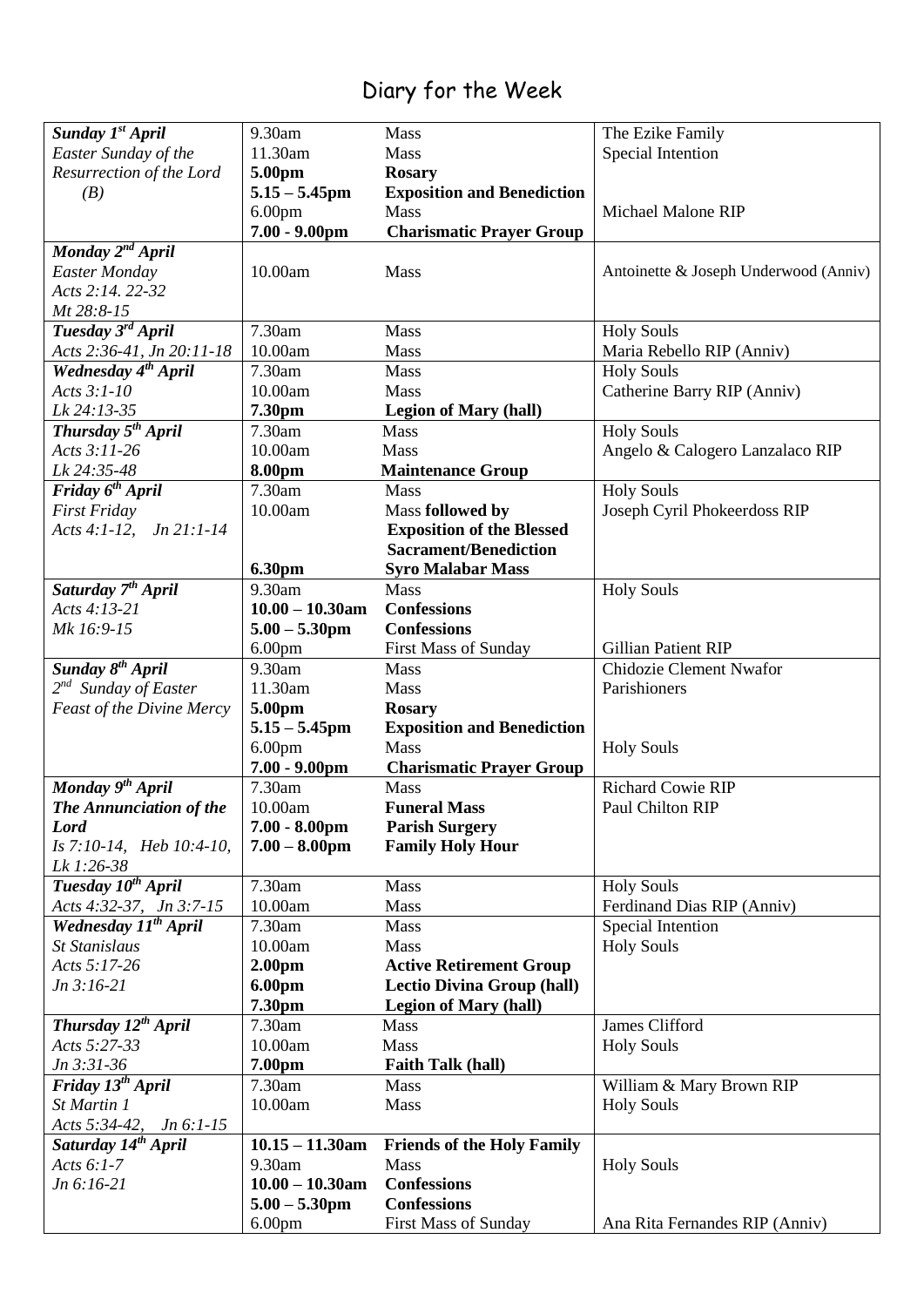# Diary for the Week

| | | | |
|---|---|---|---|
| ***Sunday 1st April***<br>*Easter Sunday of the Resurrection of the Lord (B)* | 9.30am<br>11.30am<br>**5.00pm**<br>**5.15 – 5.45pm**<br>6.00pm<br>**7.00 - 9.00pm** | Mass<br>Mass<br>**Rosary**<br>**Exposition and Benediction**<br>Mass<br>**Charismatic Prayer Group** | The Ezike Family<br>Special Intention<br><br><br>Michael Malone RIP |
| ***Monday 2nd April***<br>*Easter Monday*<br>*Acts 2:14. 22-32*<br>*Mt 28:8-15* | 10.00am | Mass | Antoinette & Joseph Underwood (Anniv) |
| ***Tuesday 3rd April***<br>*Acts 2:36-41, Jn 20:11-18* | 7.30am<br>10.00am | Mass<br>Mass | Holy Souls<br>Maria Rebello RIP (Anniv) |
| ***Wednesday 4th April***<br>*Acts 3:1-10*<br>*Lk 24:13-35* | 7.30am<br>10.00am<br>**7.30pm** | Mass<br>Mass<br>**Legion of Mary (hall)** | Holy Souls<br>Catherine Barry RIP (Anniv) |
| ***Thursday 5th April***<br>*Acts 3:11-26*<br>*Lk 24:35-48* | 7.30am<br>10.00am<br>**8.00pm** | Mass<br>Mass<br>**Maintenance Group** | Holy Souls<br>Angelo & Calogero Lanzalaco RIP |
| ***Friday 6th April***<br>*First Friday*<br>*Acts 4:1-12, Jn 21:1-14* | 7.30am<br>10.00am<br><br><br>**6.30pm** | Mass<br>Mass **followed by Exposition of the Blessed Sacrament/Benediction**<br>**Syro Malabar Mass** | Holy Souls<br>Joseph Cyril Phokeerdoss RIP |
| ***Saturday 7th April***<br>*Acts 4:13-21*<br>*Mk 16:9-15* | 9.30am<br>**10.00 – 10.30am**<br>**5.00 – 5.30pm**<br>6.00pm | Mass<br>**Confessions**<br>**Confessions**<br>First Mass of Sunday | Holy Souls<br><br><br>Gillian Patient RIP |
| ***Sunday 8th April***<br>*2nd Sunday of Easter*<br>*Feast of the Divine Mercy* | 9.30am<br>11.30am<br>**5.00pm**<br>**5.15 – 5.45pm**<br>6.00pm<br>**7.00 - 9.00pm** | Mass<br>Mass<br>**Rosary**<br>**Exposition and Benediction**<br>Mass<br>**Charismatic Prayer Group** | Chidozie Clement Nwafor<br>Parishioners<br><br><br>Holy Souls |
| ***Monday 9th April***<br>***The Annunciation of the Lord***<br>*Is 7:10-14, Heb 10:4-10, Lk 1:26-38* | 7.30am<br>10.00am<br>**7.00 - 8.00pm**<br>**7.00 – 8.00pm** | Mass<br>**Funeral Mass**<br>**Parish Surgery**<br>**Family Holy Hour** | Richard Cowie RIP<br>Paul Chilton RIP |
| ***Tuesday 10th April***<br>*Acts 4:32-37, Jn 3:7-15* | 7.30am<br>10.00am | Mass<br>Mass | Holy Souls<br>Ferdinand Dias RIP (Anniv) |
| ***Wednesday 11th April***<br>*St Stanislaus*<br>*Acts 5:17-26*<br>*Jn 3:16-21* | 7.30am<br>10.00am<br>**2.00pm**<br>**6.00pm**<br>**7.30pm** | Mass<br>Mass<br>**Active Retirement Group**<br>**Lectio Divina Group (hall)**<br>**Legion of Mary (hall)** | Special Intention<br>Holy Souls |
| ***Thursday 12th April***<br>*Acts 5:27-33*<br>*Jn 3:31-36* | 7.30am<br>10.00am<br>**7.00pm** | Mass<br>Mass<br>**Faith Talk (hall)** | James Clifford<br>Holy Souls |
| ***Friday 13th April***<br>*St Martin 1*<br>*Acts 5:34-42, Jn 6:1-15* | 7.30am<br>10.00am | Mass<br>Mass | William & Mary Brown RIP<br>Holy Souls |
| ***Saturday 14th April***<br>*Acts 6:1-7*<br>*Jn 6:16-21* | **10.15 – 11.30am**<br>9.30am<br>**10.00 – 10.30am**<br>**5.00 – 5.30pm**<br>6.00pm | **Friends of the Holy Family**<br>Mass<br>**Confessions**<br>**Confessions**<br>First Mass of Sunday | <br>Holy Souls<br><br><br>Ana Rita Fernandes RIP (Anniv) |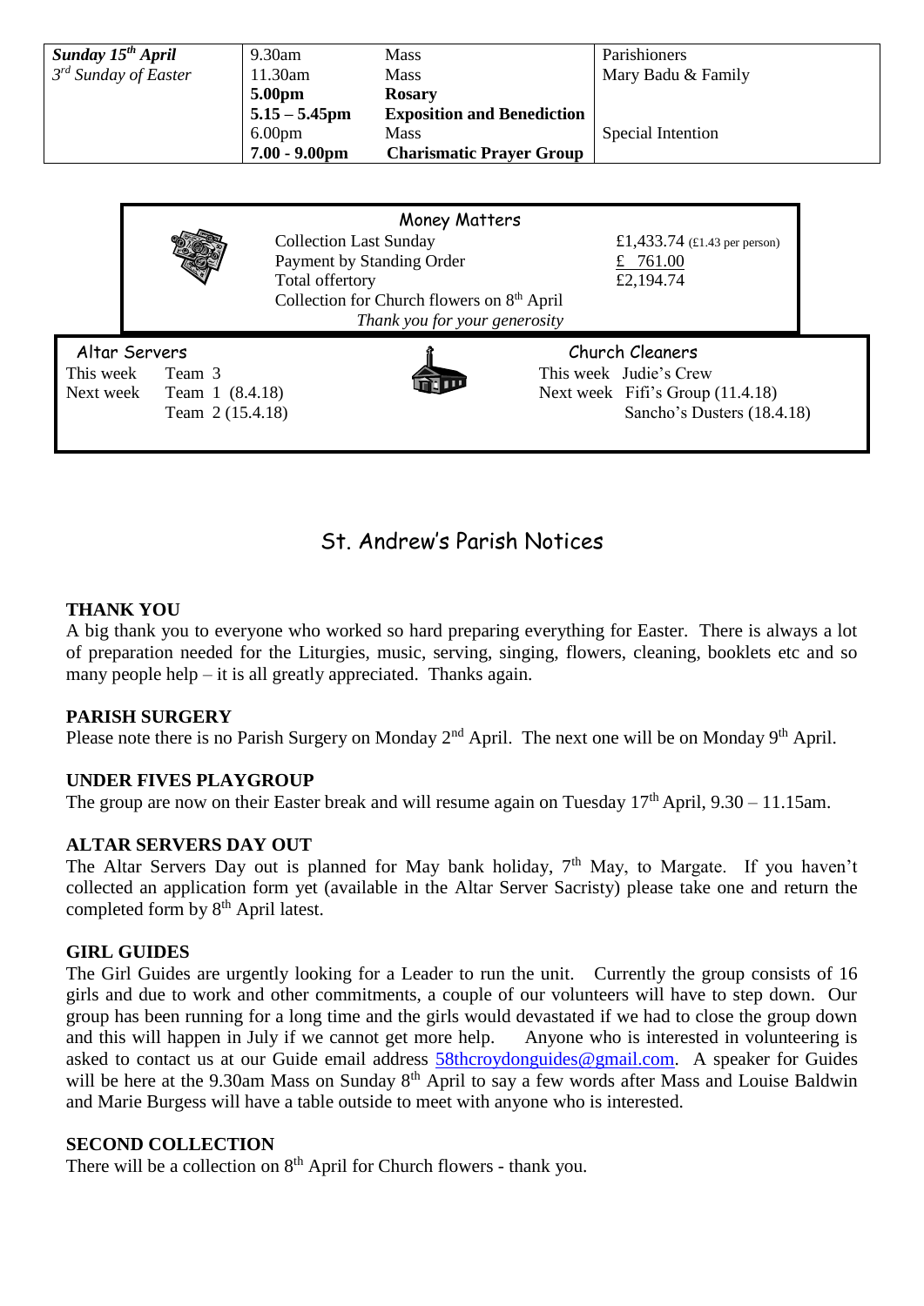| *Sunday 15th April* | 9.30am | Mass | Parishioners |
|---|---|---|---|
| *3rd Sunday of Easter* | 11.30am | Mass | Mary Badu & Family |
| | **5.00pm** | **Rosary** | |
| | **5.15 – 5.45pm** | **Exposition and Benediction** | |
| | 6.00pm | Mass | Special Intention |
| | **7.00 - 9.00pm** | **Charismatic Prayer Group** | |

### Money Matters

| | |
|---|---|
| Collection Last Sunday | £1,433.74 (£1.43 per person) |
| Payment by Standing Order | £ 761.00 |
| Total offertory | £2,194.74 |
| Collection for Church flowers on 8th April | |

*Thank you for your generosity*

### Altar Servers

| | |
|---|---|
| This week | Team 3 |
| Next week | Team 1 (8.4.18) |
| | Team 2 (15.4.18) |

### Church Cleaners

| | |
|---|---|
| This week | Judie's Crew |
| Next week | Fifi's Group (11.4.18) |
| | Sancho's Dusters (18.4.18) |

# St. Andrew's Parish Notices

**THANK YOU**
A big thank you to everyone who worked so hard preparing everything for Easter. There is always a lot of preparation needed for the Liturgies, music, serving, singing, flowers, cleaning, booklets etc and so many people help – it is all greatly appreciated. Thanks again.

**PARISH SURGERY**
Please note there is no Parish Surgery on Monday 2nd April. The next one will be on Monday 9th April.

**UNDER FIVES PLAYGROUP**
The group are now on their Easter break and will resume again on Tuesday 17th April, 9.30 – 11.15am.

**ALTAR SERVERS DAY OUT**
The Altar Servers Day out is planned for May bank holiday, 7th May, to Margate. If you haven't collected an application form yet (available in the Altar Server Sacristy) please take one and return the completed form by 8th April latest.

**GIRL GUIDES**
The Girl Guides are urgently looking for a Leader to run the unit. Currently the group consists of 16 girls and due to work and other commitments, a couple of our volunteers will have to step down. Our group has been running for a long time and the girls would devastated if we had to close the group down and this will happen in July if we cannot get more help. Anyone who is interested in volunteering is asked to contact us at our Guide email address 58thcroydonguides@gmail.com. A speaker for Guides will be here at the 9.30am Mass on Sunday 8th April to say a few words after Mass and Louise Baldwin and Marie Burgess will have a table outside to meet with anyone who is interested.

**SECOND COLLECTION**
There will be a collection on 8th April for Church flowers - thank you.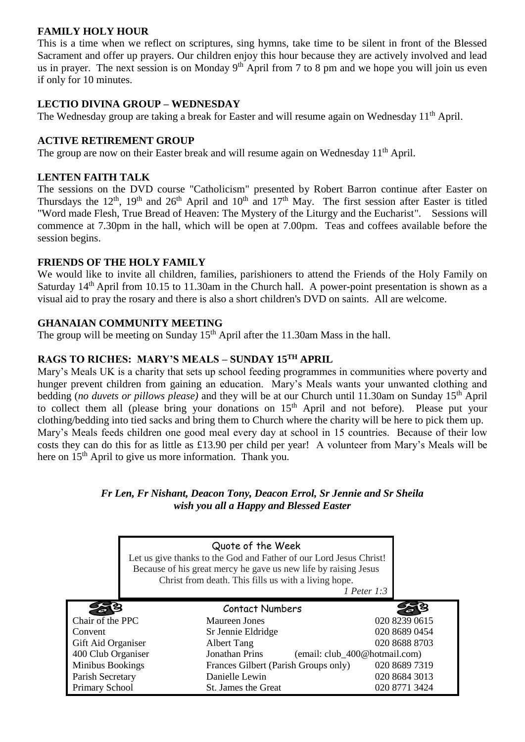## FAMILY HOLY HOUR

This is a time when we reflect on scriptures, sing hymns, take time to be silent in front of the Blessed Sacrament and offer up prayers. Our children enjoy this hour because they are actively involved and lead us in prayer. The next session is on Monday 9th April from 7 to 8 pm and we hope you will join us even if only for 10 minutes.

## LECTIO DIVINA GROUP – WEDNESDAY

The Wednesday group are taking a break for Easter and will resume again on Wednesday 11th April.

## ACTIVE RETIREMENT GROUP

The group are now on their Easter break and will resume again on Wednesday 11th April.

## LENTEN FAITH TALK

The sessions on the DVD course "Catholicism" presented by Robert Barron continue after Easter on Thursdays the 12th, 19th and 26th April and 10th and 17th May. The first session after Easter is titled "Word made Flesh, True Bread of Heaven: The Mystery of the Liturgy and the Eucharist". Sessions will commence at 7.30pm in the hall, which will be open at 7.00pm. Teas and coffees available before the session begins.

## FRIENDS OF THE HOLY FAMILY

We would like to invite all children, families, parishioners to attend the Friends of the Holy Family on Saturday 14th April from 10.15 to 11.30am in the Church hall. A power-point presentation is shown as a visual aid to pray the rosary and there is also a short children's DVD on saints. All are welcome.

## GHANAIAN COMMUNITY MEETING

The group will be meeting on Sunday 15th April after the 11.30am Mass in the hall.

## RAGS TO RICHES: MARY'S MEALS – SUNDAY 15TH APRIL

Mary's Meals UK is a charity that sets up school feeding programmes in communities where poverty and hunger prevent children from gaining an education. Mary's Meals wants your unwanted clothing and bedding (*no duvets or pillows please)* and they will be at our Church until 11.30am on Sunday 15th April to collect them all (please bring your donations on 15th April and not before). Please put your clothing/bedding into tied sacks and bring them to Church where the charity will be here to pick them up. Mary's Meals feeds children one good meal every day at school in 15 countries. Because of their low costs they can do this for as little as £13.90 per child per year! A volunteer from Mary's Meals will be here on 15th April to give us more information. Thank you.

*Fr Len, Fr Nishant, Deacon Tony, Deacon Errol, Sr Jennie and Sr Sheila wish you all a Happy and Blessed Easter*

**Quote of the Week**

Let us give thanks to the God and Father of our Lord Jesus Christ! Because of his great mercy he gave us new life by raising Jesus Christ from death. This fills us with a living hope.

*1 Peter 1:3*

**Contact Numbers**

| | | |
|---|---|---|
| Chair of the PPC | Maureen Jones | 020 8239 0615 |
| Convent | Sr Jennie Eldridge | 020 8689 0454 |
| Gift Aid Organiser | Albert Tang | 020 8688 8703 |
| 400 Club Organiser | Jonathan Prins (email: club_400@hotmail.com) | |
| Minibus Bookings | Frances Gilbert (Parish Groups only) | 020 8689 7319 |
| Parish Secretary | Danielle Lewin | 020 8684 3013 |
| Primary School | St. James the Great | 020 8771 3424 |